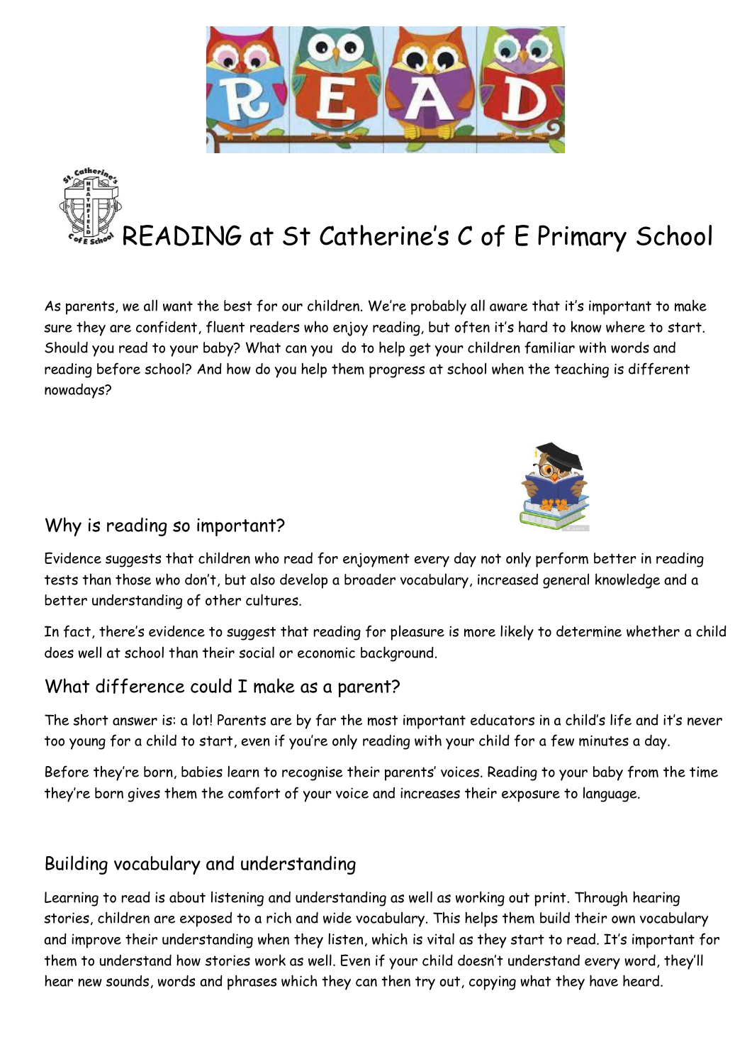# READING at St Catherine's C of E Primary School

As parents, we all want the best for our children. We're probably all aware that it's important to make sure they are confident, fluent readers who enjoy reading, but often it's hard to know where to start. Should you read to your baby? What can you do to help get your children familiar with words and reading before school? And how do you help them progress at school when the teaching is different nowadays?

## Why is reading so important?

Evidence suggests that children who read for enjoyment every day not only perform better in reading tests than those who don't, but also develop a broader vocabulary, increased general knowledge and a better understanding of other cultures.

In fact, there's evidence to suggest that reading for pleasure is more likely to determine whether a child does well at school than their social or economic background.

## What difference could I make as a parent?

The short answer is: a lot! Parents are by far the most important educators in a child's life and it's never too young for a child to start, even if you're only reading with your child for a few minutes a day.

Before they're born, babies learn to recognise their parents' voices. Reading to your baby from the time they're born gives them the comfort of your voice and increases their exposure to language.

## Building vocabulary and understanding

Learning to read is about listening and understanding as well as working out print. Through hearing stories, children are exposed to a rich and wide vocabulary. This helps them build their own vocabulary and improve their understanding when they listen, which is vital as they start to read. It's important for them to understand how stories work as well. Even if your child doesn't understand every word, they'll hear new sounds, words and phrases which they can then try out, copying what they have heard.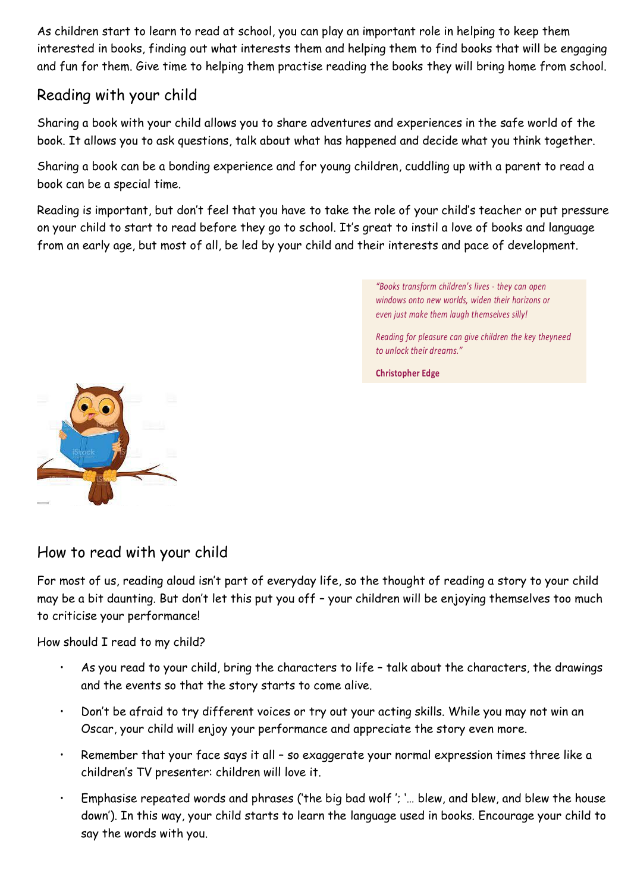As children start to learn to read at school, you can play an important role in helping to keep them interested in books, finding out what interests them and helping them to find books that will be engaging and fun for them. Give time to helping them practise reading the books they will bring home from school.

## Reading with your child

Sharing a book with your child allows you to share adventures and experiences in the safe world of the book. It allows you to ask questions, talk about what has happened and decide what you think together.

Sharing a book can be a bonding experience and for young children, cuddling up with a parent to read a book can be a special time.

Reading is important, but don't feel that you have to take the role of your child's teacher or put pressure on your child to start to read before they go to school. It's great to instil a love of books and language from an early age, but most of all, be led by your child and their interests and pace of development.

> *"Books transform children's lives - they can open windows onto new worlds, widen their horizons or even just make them laugh themselves silly!*
>
> *Reading for pleasure can give children the key theyneed to unlock their dreams."*
>
> **Christopher Edge**

## How to read with your child

For most of us, reading aloud isn't part of everyday life, so the thought of reading a story to your child may be a bit daunting. But don't let this put you off – your children will be enjoying themselves too much to criticise your performance!

How should I read to my child?

- As you read to your child, bring the characters to life – talk about the characters, the drawings and the events so that the story starts to come alive.
- Don't be afraid to try different voices or try out your acting skills. While you may not win an Oscar, your child will enjoy your performance and appreciate the story even more.
- Remember that your face says it all – so exaggerate your normal expression times three like a children's TV presenter: children will love it.
- Emphasise repeated words and phrases ('the big bad wolf '; '… blew, and blew, and blew the house down'). In this way, your child starts to learn the language used in books. Encourage your child to say the words with you.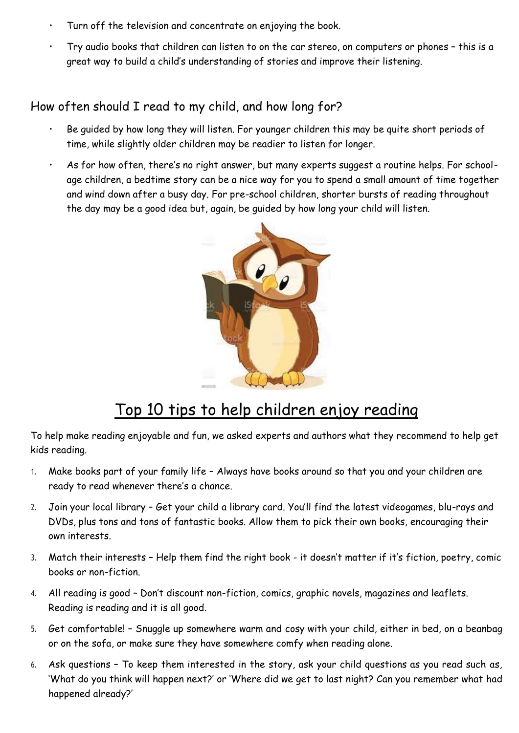- Turn off the television and concentrate on enjoying the book.
- Try audio books that children can listen to on the car stereo, on computers or phones – this is a great way to build a child's understanding of stories and improve their listening.

## How often should I read to my child, and how long for?

- Be guided by how long they will listen. For younger children this may be quite short periods of time, while slightly older children may be readier to listen for longer.
- As for how often, there's no right answer, but many experts suggest a routine helps. For school-age children, a bedtime story can be a nice way for you to spend a small amount of time together and wind down after a busy day. For pre-school children, shorter bursts of reading throughout the day may be a good idea but, again, be guided by how long your child will listen.

# Top 10 tips to help children enjoy reading

To help make reading enjoyable and fun, we asked experts and authors what they recommend to help get kids reading.

1. Make books part of your family life – Always have books around so that you and your children are ready to read whenever there's a chance.
2. Join your local library – Get your child a library card. You'll find the latest videogames, blu-rays and DVDs, plus tons and tons of fantastic books. Allow them to pick their own books, encouraging their own interests.
3. Match their interests – Help them find the right book - it doesn't matter if it's fiction, poetry, comic books or non-fiction.
4. All reading is good – Don't discount non-fiction, comics, graphic novels, magazines and leaflets. Reading is reading and it is all good.
5. Get comfortable! – Snuggle up somewhere warm and cosy with your child, either in bed, on a beanbag or on the sofa, or make sure they have somewhere comfy when reading alone.
6. Ask questions – To keep them interested in the story, ask your child questions as you read such as, 'What do you think will happen next?' or 'Where did we get to last night? Can you remember what had happened already?'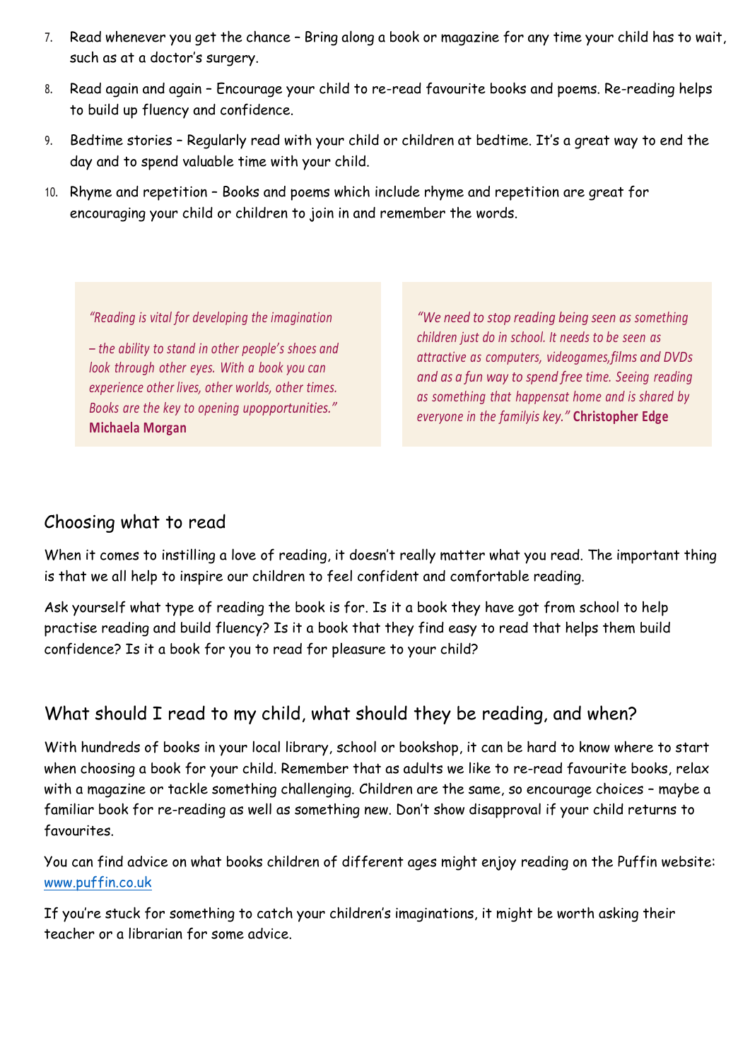7. Read whenever you get the chance – Bring along a book or magazine for any time your child has to wait, such as at a doctor's surgery.
8. Read again and again – Encourage your child to re-read favourite books and poems. Re-reading helps to build up fluency and confidence.
9. Bedtime stories – Regularly read with your child or children at bedtime. It's a great way to end the day and to spend valuable time with your child.
10. Rhyme and repetition – Books and poems which include rhyme and repetition are great for encouraging your child or children to join in and remember the words.

> *"Reading is vital for developing the imagination – the ability to stand in other people's shoes and look through other eyes. With a book you can experience other lives, other worlds, other times. Books are the key to opening upopportunities."* **Michaela Morgan**

> *"We need to stop reading being seen as something children just do in school. It needs to be seen as attractive as computers, videogames,films and DVDs and as a fun way to spend free time. Seeing reading as something that happensat home and is shared by everyone in the familyis key."* **Christopher Edge**

## Choosing what to read

When it comes to instilling a love of reading, it doesn't really matter what you read. The important thing is that we all help to inspire our children to feel confident and comfortable reading.

Ask yourself what type of reading the book is for. Is it a book they have got from school to help practise reading and build fluency? Is it a book that they find easy to read that helps them build confidence? Is it a book for you to read for pleasure to your child?

## What should I read to my child, what should they be reading, and when?

With hundreds of books in your local library, school or bookshop, it can be hard to know where to start when choosing a book for your child. Remember that as adults we like to re-read favourite books, relax with a magazine or tackle something challenging. Children are the same, so encourage choices – maybe a familiar book for re-reading as well as something new. Don't show disapproval if your child returns to favourites.

You can find advice on what books children of different ages might enjoy reading on the Puffin website: [www.puffin.co.uk](www.puffin.co.uk)

If you're stuck for something to catch your children's imaginations, it might be worth asking their teacher or a librarian for some advice.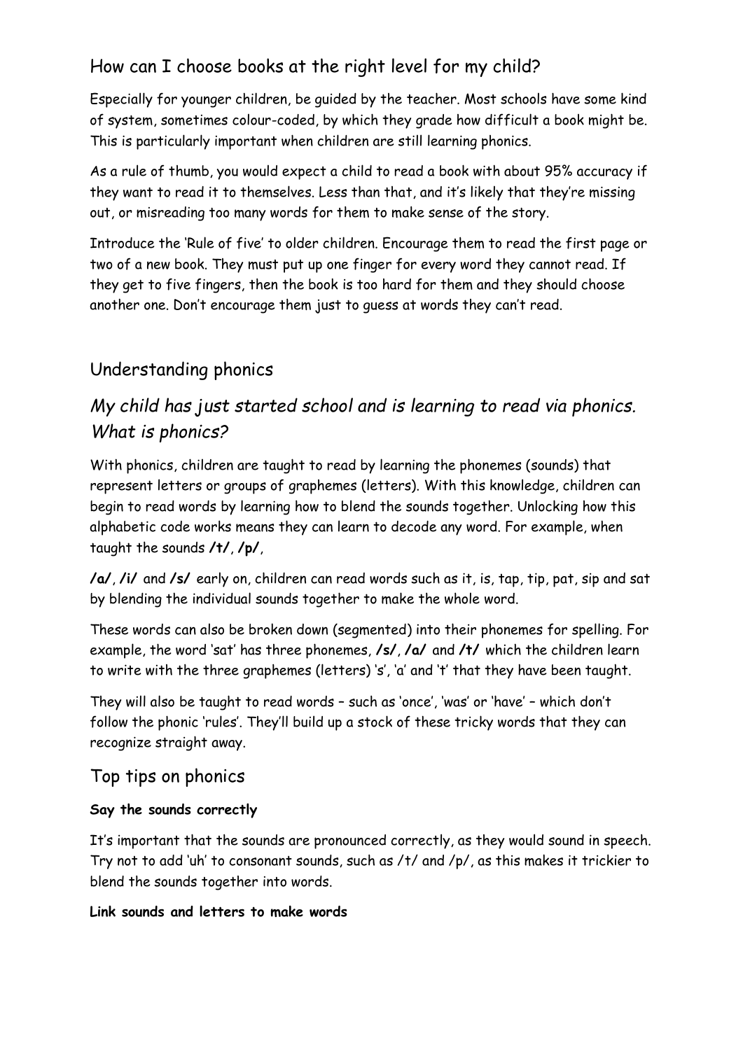## How can I choose books at the right level for my child?

Especially for younger children, be guided by the teacher. Most schools have some kind of system, sometimes colour-coded, by which they grade how difficult a book might be. This is particularly important when children are still learning phonics.

As a rule of thumb, you would expect a child to read a book with about 95% accuracy if they want to read it to themselves. Less than that, and it's likely that they're missing out, or misreading too many words for them to make sense of the story.

Introduce the 'Rule of five' to older children. Encourage them to read the first page or two of a new book. They must put up one finger for every word they cannot read. If they get to five fingers, then the book is too hard for them and they should choose another one. Don't encourage them just to guess at words they can't read.

## Understanding phonics

### *My child has just started school and is learning to read via phonics. What is phonics?*

With phonics, children are taught to read by learning the phonemes (sounds) that represent letters or groups of graphemes (letters). With this knowledge, children can begin to read words by learning how to blend the sounds together. Unlocking how this alphabetic code works means they can learn to decode any word. For example, when taught the sounds **/t/**, **/p/**,

**/a/**, **/i/** and **/s/** early on, children can read words such as it, is, tap, tip, pat, sip and sat by blending the individual sounds together to make the whole word.

These words can also be broken down (segmented) into their phonemes for spelling. For example, the word 'sat' has three phonemes, **/s/**, **/a/** and **/t/** which the children learn to write with the three graphemes (letters) 's', 'a' and 't' that they have been taught.

They will also be taught to read words – such as 'once', 'was' or 'have' – which don't follow the phonic 'rules'. They'll build up a stock of these tricky words that they can recognize straight away.

## Top tips on phonics

**Say the sounds correctly**

It's important that the sounds are pronounced correctly, as they would sound in speech. Try not to add 'uh' to consonant sounds, such as /t/ and /p/, as this makes it trickier to blend the sounds together into words.

**Link sounds and letters to make words**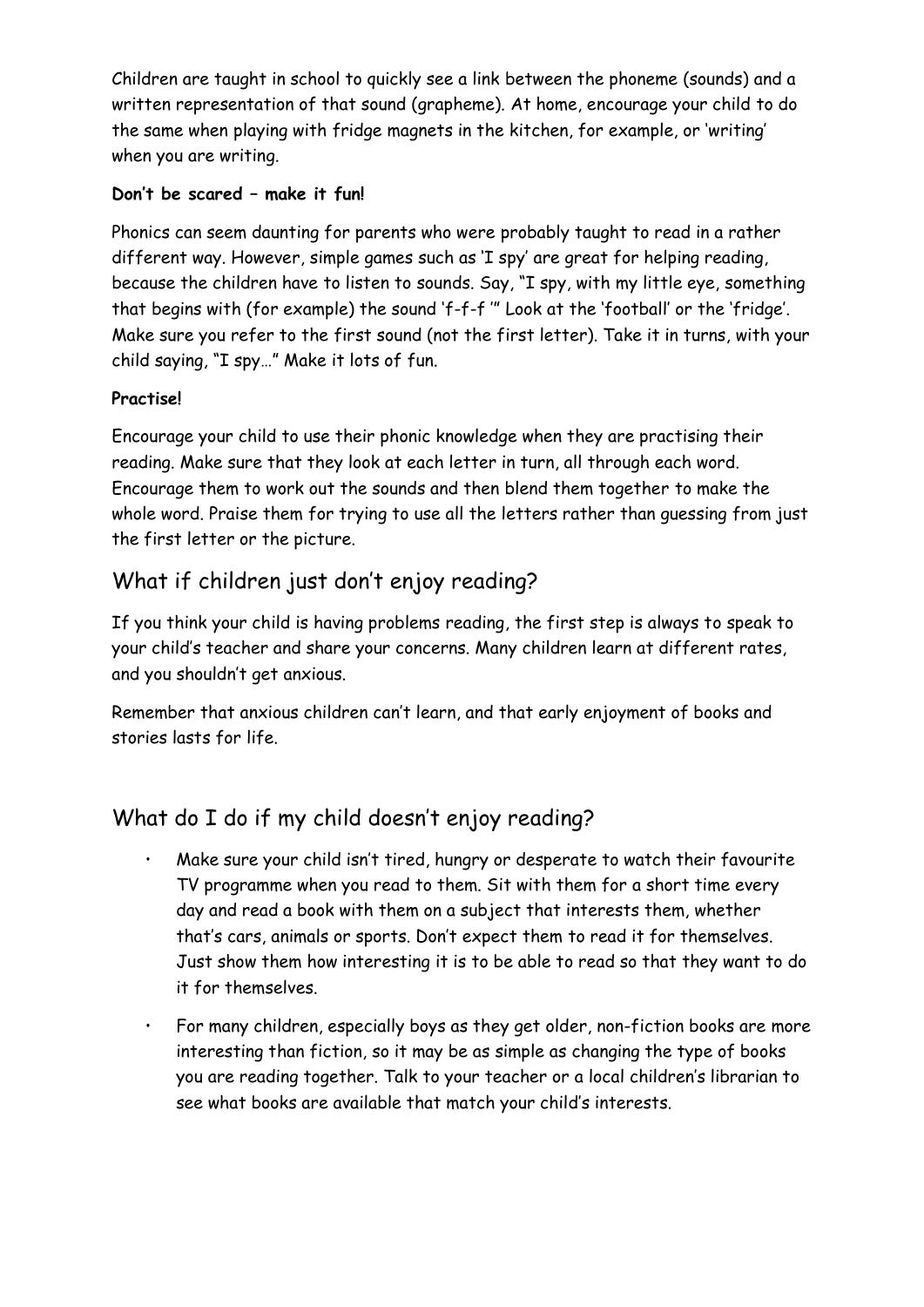Children are taught in school to quickly see a link between the phoneme (sounds) and a written representation of that sound (grapheme). At home, encourage your child to do the same when playing with fridge magnets in the kitchen, for example, or 'writing' when you are writing.

**Don't be scared – make it fun!**

Phonics can seem daunting for parents who were probably taught to read in a rather different way. However, simple games such as 'I spy' are great for helping reading, because the children have to listen to sounds. Say, "I spy, with my little eye, something that begins with (for example) the sound 'f-f-f '" Look at the 'football' or the 'fridge'. Make sure you refer to the first sound (not the first letter). Take it in turns, with your child saying, "I spy…" Make it lots of fun.

**Practise!**

Encourage your child to use their phonic knowledge when they are practising their reading. Make sure that they look at each letter in turn, all through each word. Encourage them to work out the sounds and then blend them together to make the whole word. Praise them for trying to use all the letters rather than guessing from just the first letter or the picture.

## What if children just don't enjoy reading?

If you think your child is having problems reading, the first step is always to speak to your child's teacher and share your concerns. Many children learn at different rates, and you shouldn't get anxious.

Remember that anxious children can't learn, and that early enjoyment of books and stories lasts for life.

## What do I do if my child doesn't enjoy reading?

- Make sure your child isn't tired, hungry or desperate to watch their favourite TV programme when you read to them. Sit with them for a short time every day and read a book with them on a subject that interests them, whether that's cars, animals or sports. Don't expect them to read it for themselves. Just show them how interesting it is to be able to read so that they want to do it for themselves.
- For many children, especially boys as they get older, non-fiction books are more interesting than fiction, so it may be as simple as changing the type of books you are reading together. Talk to your teacher or a local children's librarian to see what books are available that match your child's interests.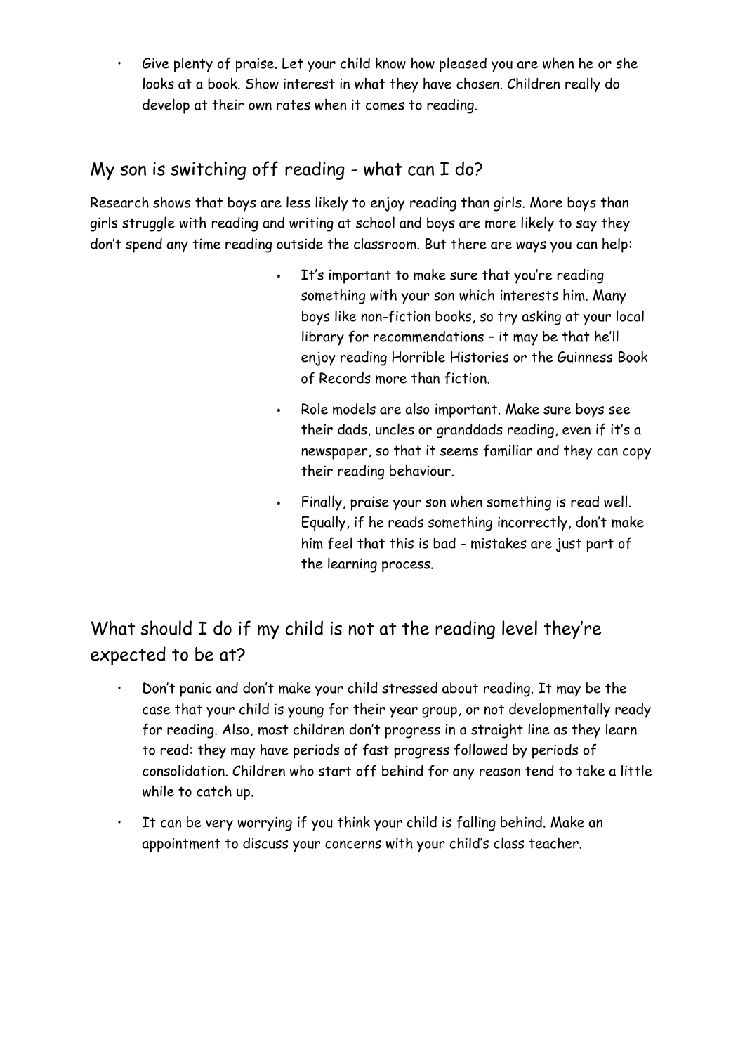- Give plenty of praise. Let your child know how pleased you are when he or she looks at a book. Show interest in what they have chosen. Children really do develop at their own rates when it comes to reading.

## My son is switching off reading - what can I do?

Research shows that boys are less likely to enjoy reading than girls. More boys than girls struggle with reading and writing at school and boys are more likely to say they don't spend any time reading outside the classroom. But there are ways you can help:

- It's important to make sure that you're reading something with your son which interests him. Many boys like non-fiction books, so try asking at your local library for recommendations – it may be that he'll enjoy reading Horrible Histories or the Guinness Book of Records more than fiction.
- Role models are also important. Make sure boys see their dads, uncles or granddads reading, even if it's a newspaper, so that it seems familiar and they can copy their reading behaviour.
- Finally, praise your son when something is read well. Equally, if he reads something incorrectly, don't make him feel that this is bad - mistakes are just part of the learning process.

## What should I do if my child is not at the reading level they're expected to be at?

- Don't panic and don't make your child stressed about reading. It may be the case that your child is young for their year group, or not developmentally ready for reading. Also, most children don't progress in a straight line as they learn to read: they may have periods of fast progress followed by periods of consolidation. Children who start off behind for any reason tend to take a little while to catch up.
- It can be very worrying if you think your child is falling behind. Make an appointment to discuss your concerns with your child's class teacher.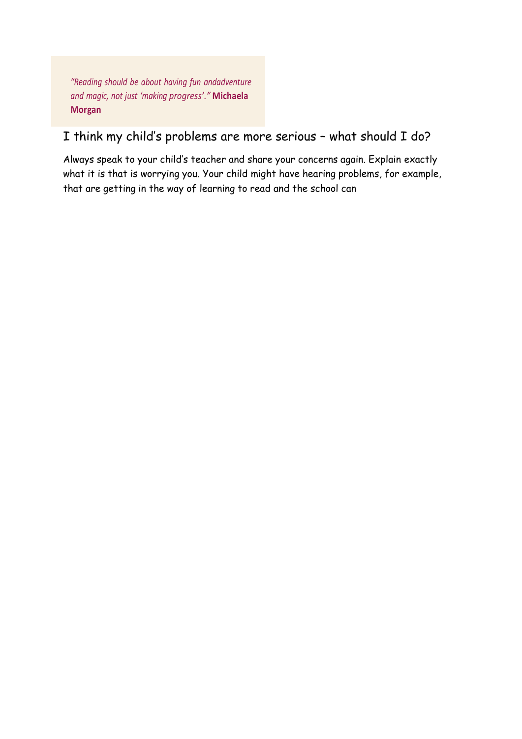> *"Reading should be about having fun andadventure and magic, not just 'making progress'."* **Michaela Morgan**

## I think my child's problems are more serious – what should I do?

Always speak to your child's teacher and share your concerns again. Explain exactly what it is that is worrying you. Your child might have hearing problems, for example, that are getting in the way of learning to read and the school can